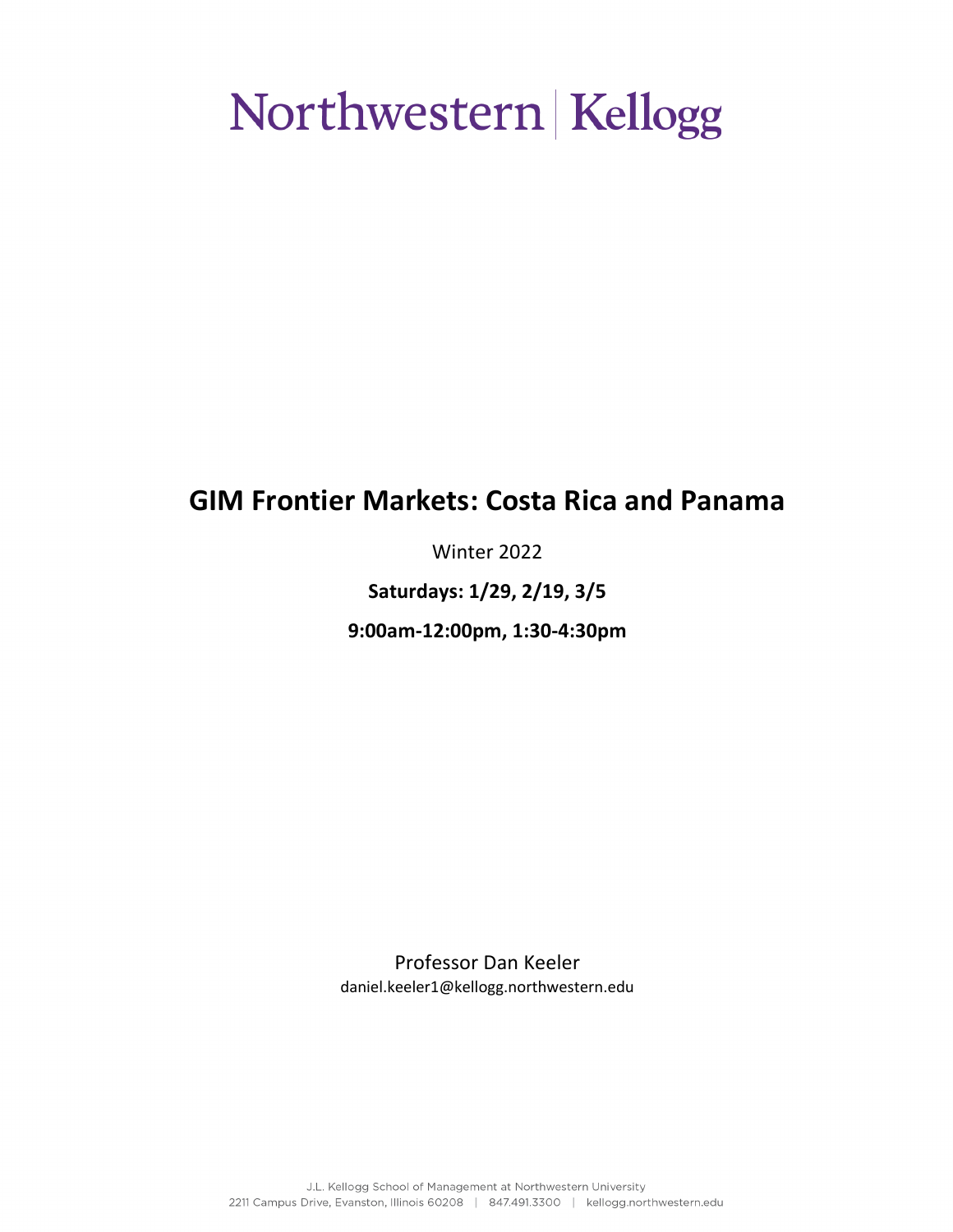Northwestern | Kellogg

# GIM Frontier Markets: Costa Rica and Panama

Winter 2022

**Saturdays: 1/29, 2/19, 3/5**

**9:00am-12:00pm, 1:30-4:30pm**

Professor Dan Keeler
daniel.keeler1@kellogg.northwestern.edu

J.L. Kellogg School of Management at Northwestern University
2211 Campus Drive, Evanston, Illinois 60208 | 847.491.3300 | kellogg.northwestern.edu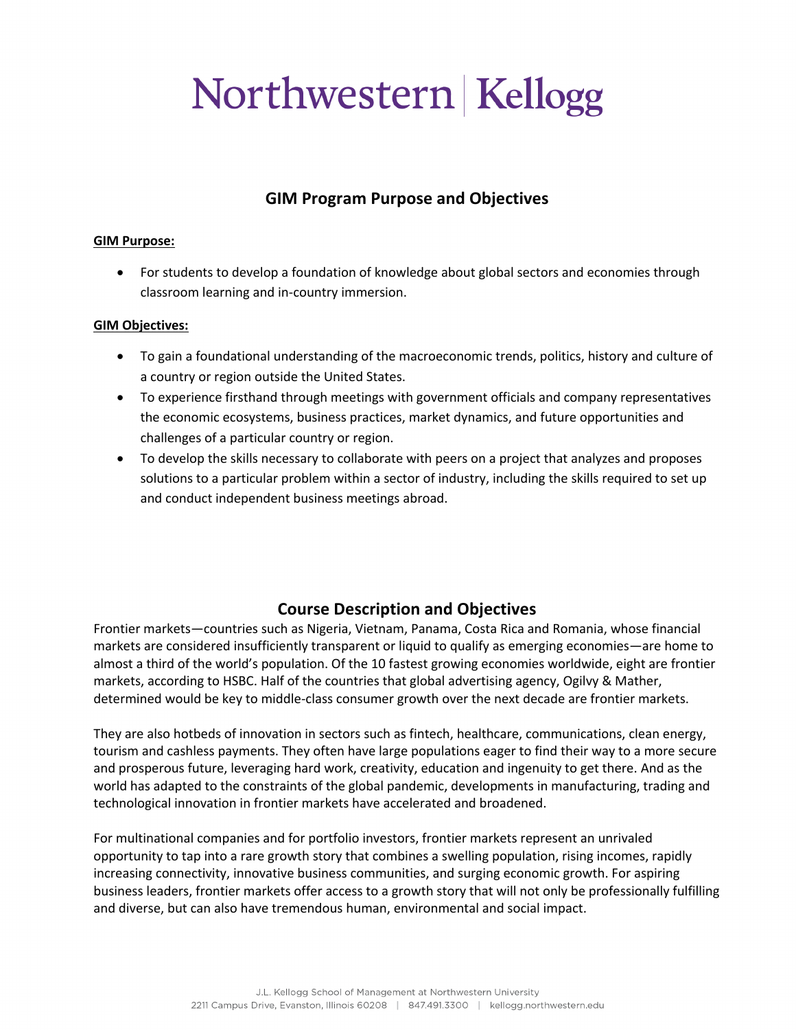## GIM Program Purpose and Objectives

**GIM Purpose:**

- For students to develop a foundation of knowledge about global sectors and economies through classroom learning and in-country immersion.

**GIM Objectives:**

- To gain a foundational understanding of the macroeconomic trends, politics, history and culture of a country or region outside the United States.
- To experience firsthand through meetings with government officials and company representatives the economic ecosystems, business practices, market dynamics, and future opportunities and challenges of a particular country or region.
- To develop the skills necessary to collaborate with peers on a project that analyzes and proposes solutions to a particular problem within a sector of industry, including the skills required to set up and conduct independent business meetings abroad.

## Course Description and Objectives

Frontier markets—countries such as Nigeria, Vietnam, Panama, Costa Rica and Romania, whose financial markets are considered insufficiently transparent or liquid to qualify as emerging economies—are home to almost a third of the world's population. Of the 10 fastest growing economies worldwide, eight are frontier markets, according to HSBC. Half of the countries that global advertising agency, Ogilvy & Mather, determined would be key to middle-class consumer growth over the next decade are frontier markets.

They are also hotbeds of innovation in sectors such as fintech, healthcare, communications, clean energy, tourism and cashless payments. They often have large populations eager to find their way to a more secure and prosperous future, leveraging hard work, creativity, education and ingenuity to get there. And as the world has adapted to the constraints of the global pandemic, developments in manufacturing, trading and technological innovation in frontier markets have accelerated and broadened.

For multinational companies and for portfolio investors, frontier markets represent an unrivaled opportunity to tap into a rare growth story that combines a swelling population, rising incomes, rapidly increasing connectivity, innovative business communities, and surging economic growth. For aspiring business leaders, frontier markets offer access to a growth story that will not only be professionally fulfilling and diverse, but can also have tremendous human, environmental and social impact.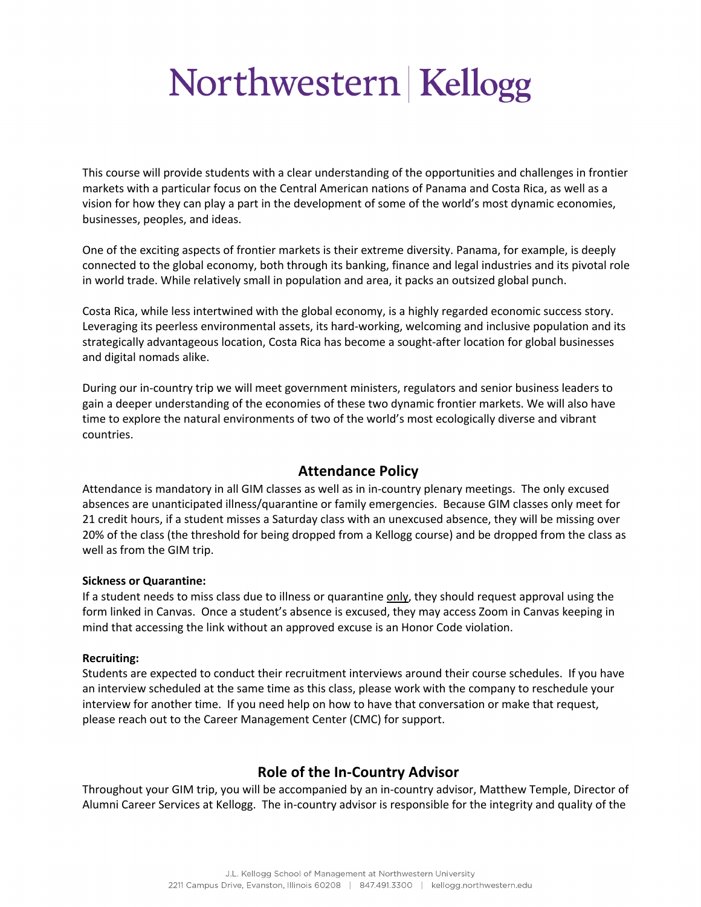This course will provide students with a clear understanding of the opportunities and challenges in frontier markets with a particular focus on the Central American nations of Panama and Costa Rica, as well as a vision for how they can play a part in the development of some of the world's most dynamic economies, businesses, peoples, and ideas.

One of the exciting aspects of frontier markets is their extreme diversity. Panama, for example, is deeply connected to the global economy, both through its banking, finance and legal industries and its pivotal role in world trade. While relatively small in population and area, it packs an outsized global punch.

Costa Rica, while less intertwined with the global economy, is a highly regarded economic success story. Leveraging its peerless environmental assets, its hard-working, welcoming and inclusive population and its strategically advantageous location, Costa Rica has become a sought-after location for global businesses and digital nomads alike.

During our in-country trip we will meet government ministers, regulators and senior business leaders to gain a deeper understanding of the economies of these two dynamic frontier markets. We will also have time to explore the natural environments of two of the world's most ecologically diverse and vibrant countries.

## Attendance Policy

Attendance is mandatory in all GIM classes as well as in in-country plenary meetings. The only excused absences are unanticipated illness/quarantine or family emergencies. Because GIM classes only meet for 21 credit hours, if a student misses a Saturday class with an unexcused absence, they will be missing over 20% of the class (the threshold for being dropped from a Kellogg course) and be dropped from the class as well as from the GIM trip.

**Sickness or Quarantine:**

If a student needs to miss class due to illness or quarantine only, they should request approval using the form linked in Canvas. Once a student's absence is excused, they may access Zoom in Canvas keeping in mind that accessing the link without an approved excuse is an Honor Code violation.

**Recruiting:**

Students are expected to conduct their recruitment interviews around their course schedules. If you have an interview scheduled at the same time as this class, please work with the company to reschedule your interview for another time. If you need help on how to have that conversation or make that request, please reach out to the Career Management Center (CMC) for support.

## Role of the In-Country Advisor

Throughout your GIM trip, you will be accompanied by an in-country advisor, Matthew Temple, Director of Alumni Career Services at Kellogg. The in-country advisor is responsible for the integrity and quality of the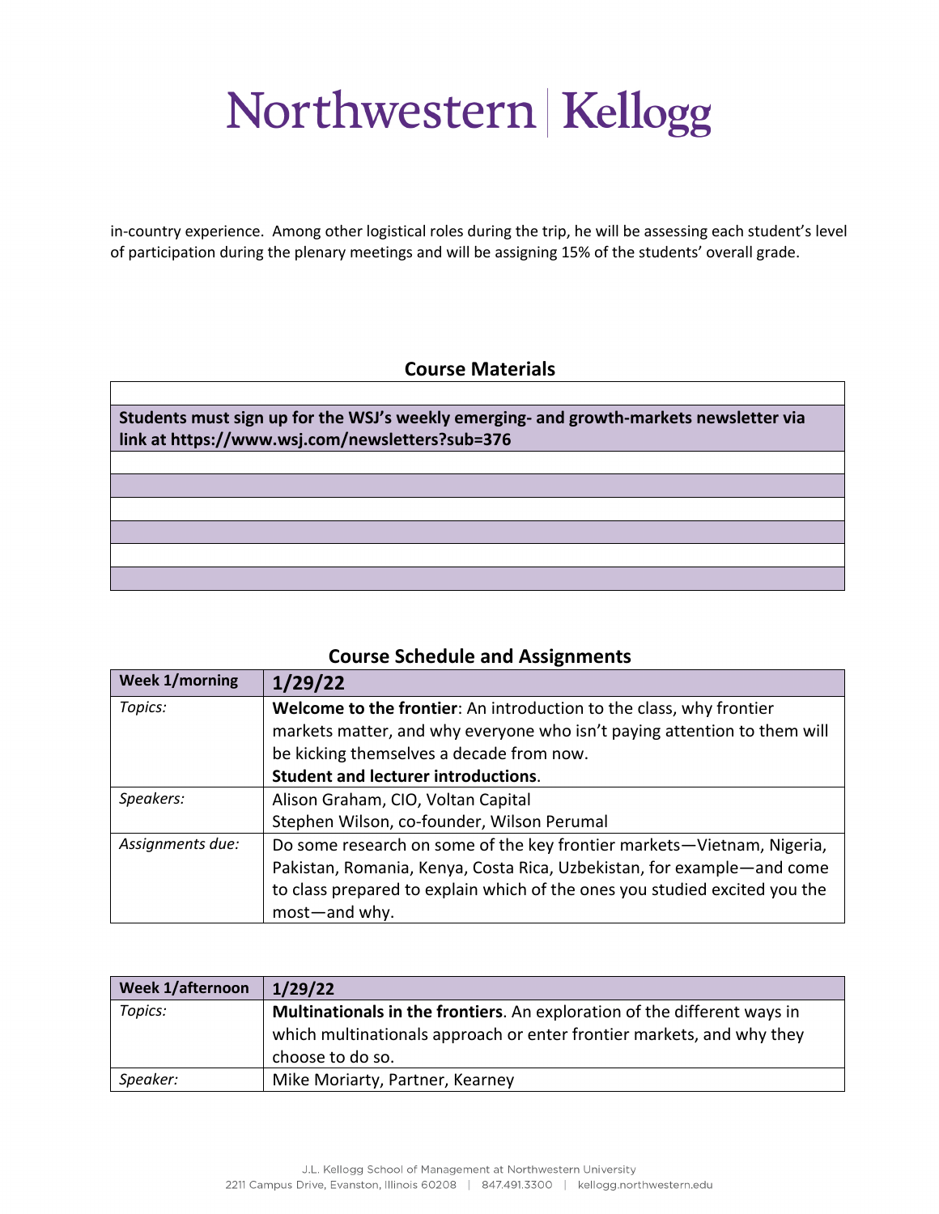in-country experience. Among other logistical roles during the trip, he will be assessing each student's level of participation during the plenary meetings and will be assigning 15% of the students' overall grade.

## Course Materials

| |
|---|
| **Students must sign up for the WSJ's weekly emerging- and growth-markets newsletter via link at https://www.wsj.com/newsletters?sub=376** |
| |
| |
| |
| |
| |
| |

## Course Schedule and Assignments

| **Week 1/morning** | **1/29/22** |
|---|---|
| *Topics:* | **Welcome to the frontier**: An introduction to the class, why frontier markets matter, and why everyone who isn't paying attention to them will be kicking themselves a decade from now.<br>**Student and lecturer introductions**. |
| *Speakers:* | Alison Graham, CIO, Voltan Capital<br>Stephen Wilson, co-founder, Wilson Perumal |
| *Assignments due:* | Do some research on some of the key frontier markets—Vietnam, Nigeria, Pakistan, Romania, Kenya, Costa Rica, Uzbekistan, for example—and come to class prepared to explain which of the ones you studied excited you the most—and why. |

| **Week 1/afternoon** | **1/29/22** |
|---|---|
| *Topics:* | **Multinationals in the frontiers**. An exploration of the different ways in which multinationals approach or enter frontier markets, and why they choose to do so. |
| *Speaker:* | Mike Moriarty, Partner, Kearney |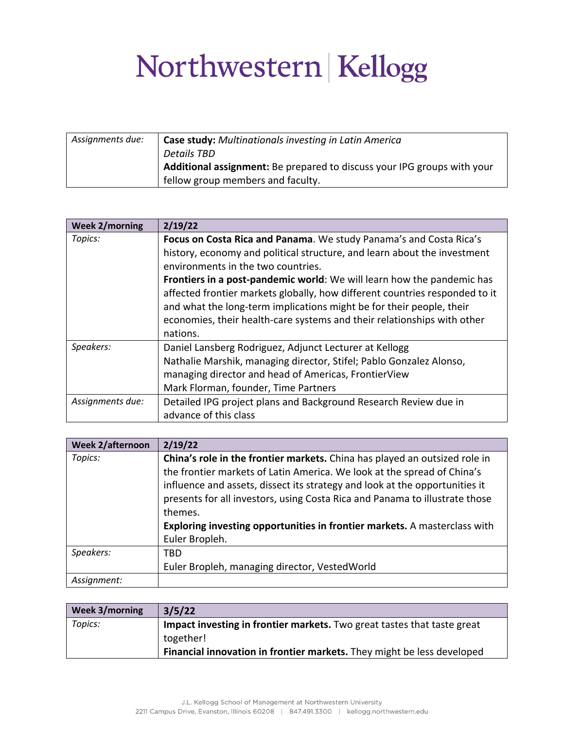| Assignments due: | **Case study:** *Multinationals investing in Latin America*<br>*Details TBD*<br>**Additional assignment:** Be prepared to discuss your IPG groups with your fellow group members and faculty. |
|---|---|

| **Week 2/morning** | **2/19/22** |
|---|---|
| *Topics:* | **Focus on Costa Rica and Panama**. We study Panama's and Costa Rica's history, economy and political structure, and learn about the investment environments in the two countries.<br>**Frontiers in a post-pandemic world**: We will learn how the pandemic has affected frontier markets globally, how different countries responded to it and what the long-term implications might be for their people, their economies, their health-care systems and their relationships with other nations. |
| *Speakers:* | Daniel Lansberg Rodriguez, Adjunct Lecturer at Kellogg<br>Nathalie Marshik, managing director, Stifel; Pablo Gonzalez Alonso, managing director and head of Americas, FrontierView<br>Mark Florman, founder, Time Partners |
| *Assignments due:* | Detailed IPG project plans and Background Research Review due in advance of this class |

| **Week 2/afternoon** | **2/19/22** |
|---|---|
| *Topics:* | **China's role in the frontier markets.** China has played an outsized role in the frontier markets of Latin America. We look at the spread of China's influence and assets, dissect its strategy and look at the opportunities it presents for all investors, using Costa Rica and Panama to illustrate those themes.<br>**Exploring investing opportunities in frontier markets.** A masterclass with Euler Bropleh. |
| *Speakers:* | TBD<br>Euler Bropleh, managing director, VestedWorld |
| *Assignment:* | |

| **Week 3/morning** | **3/5/22** |
|---|---|
| *Topics:* | **Impact investing in frontier markets.** Two great tastes that taste great together!<br>**Financial innovation in frontier markets.** They might be less developed |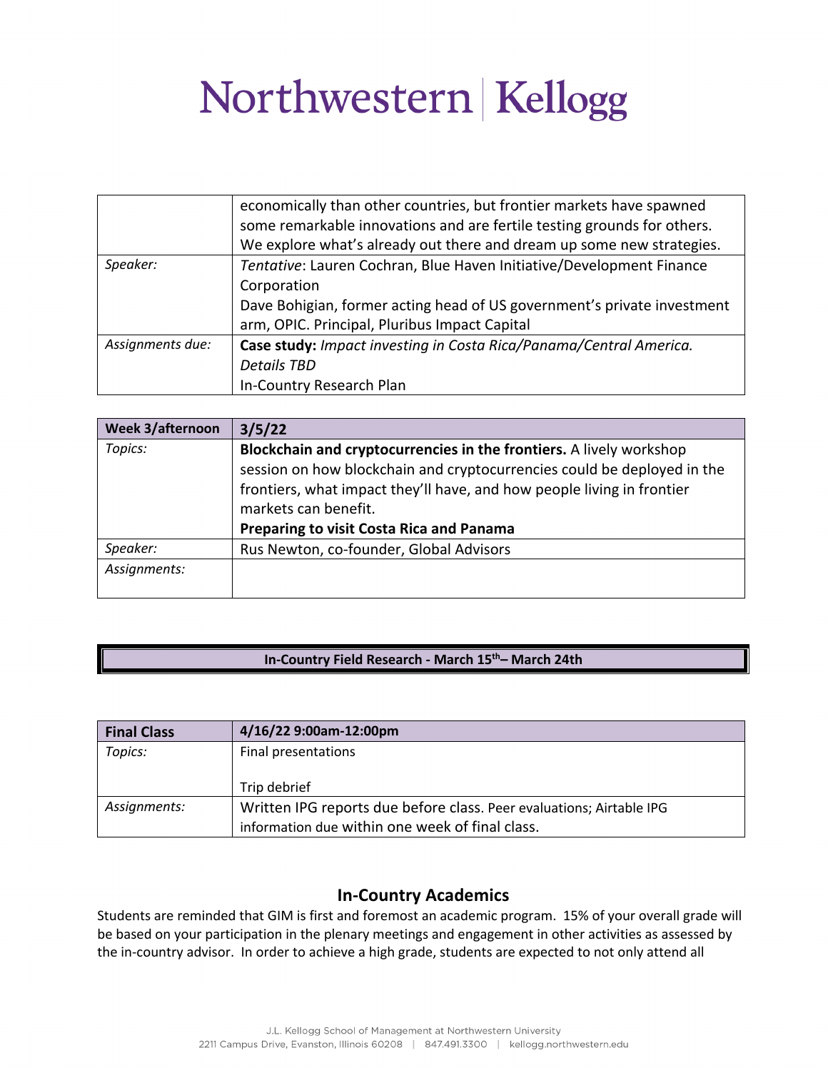| | |
|---|---|
| | economically than other countries, but frontier markets have spawned some remarkable innovations and are fertile testing grounds for others. We explore what's already out there and dream up some new strategies. |
| *Speaker:* | *Tentative*: Lauren Cochran, Blue Haven Initiative/Development Finance Corporation<br>Dave Bohigian, former acting head of US government's private investment arm, OPIC. Principal, Pluribus Impact Capital |
| *Assignments due:* | **Case study:** *Impact investing in Costa Rica/Panama/Central America. Details TBD*<br>In-Country Research Plan |

| **Week 3/afternoon** | **3/5/22** |
|---|---|
| *Topics:* | **Blockchain and cryptocurrencies in the frontiers.** A lively workshop session on how blockchain and cryptocurrencies could be deployed in the frontiers, what impact they'll have, and how people living in frontier markets can benefit.<br>**Preparing to visit Costa Rica and Panama** |
| *Speaker:* | Rus Newton, co-founder, Global Advisors |
| *Assignments:* | |

**In-Country Field Research - March 15th– March 24th**

| **Final Class** | **4/16/22 9:00am-12:00pm** |
|---|---|
| *Topics:* | Final presentations<br><br>Trip debrief |
| *Assignments:* | Written IPG reports due before class. Peer evaluations; Airtable IPG information due within one week of final class. |

## In-Country Academics

Students are reminded that GIM is first and foremost an academic program. 15% of your overall grade will be based on your participation in the plenary meetings and engagement in other activities as assessed by the in-country advisor. In order to achieve a high grade, students are expected to not only attend all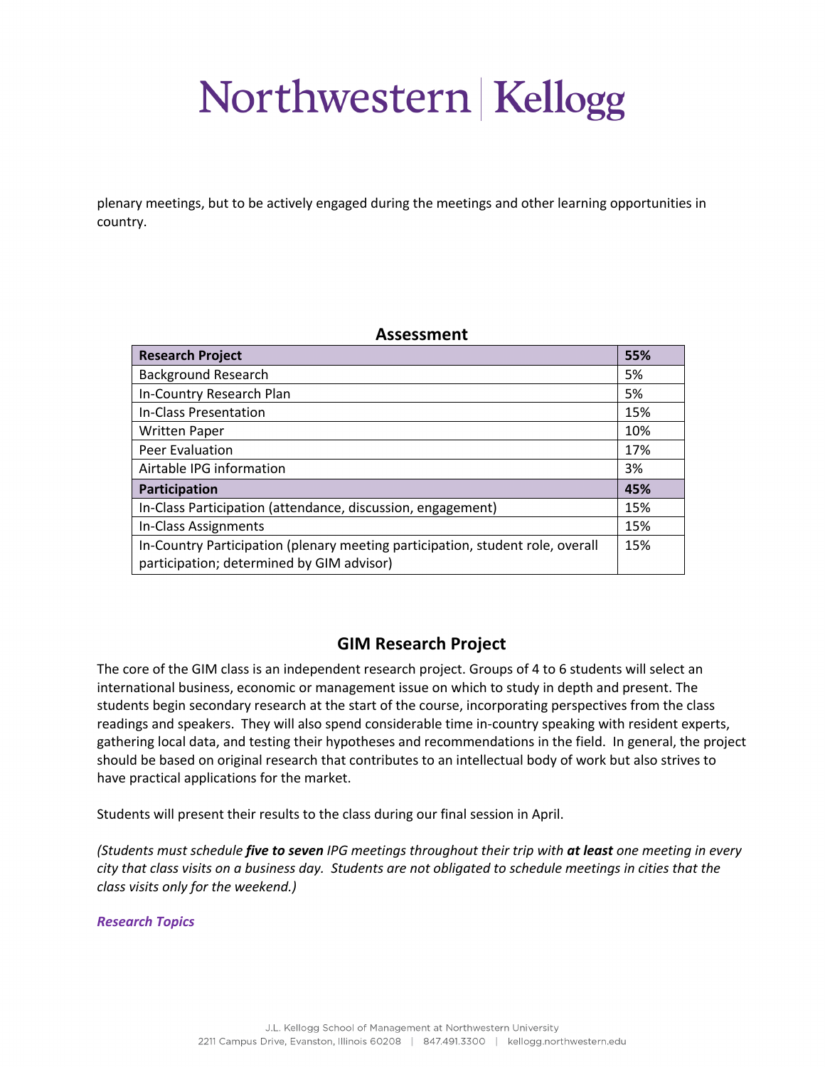plenary meetings, but to be actively engaged during the meetings and other learning opportunities in country.

## Assessment

| **Research Project** | **55%** |
|---|---|
| Background Research | 5% |
| In-Country Research Plan | 5% |
| In-Class Presentation | 15% |
| Written Paper | 10% |
| Peer Evaluation | 17% |
| Airtable IPG information | 3% |
| **Participation** | **45%** |
| In-Class Participation (attendance, discussion, engagement) | 15% |
| In-Class Assignments | 15% |
| In-Country Participation (plenary meeting participation, student role, overall participation; determined by GIM advisor) | 15% |

## GIM Research Project

The core of the GIM class is an independent research project. Groups of 4 to 6 students will select an international business, economic or management issue on which to study in depth and present. The students begin secondary research at the start of the course, incorporating perspectives from the class readings and speakers. They will also spend considerable time in-country speaking with resident experts, gathering local data, and testing their hypotheses and recommendations in the field. In general, the project should be based on original research that contributes to an intellectual body of work but also strives to have practical applications for the market.

Students will present their results to the class during our final session in April.

*(Students must schedule **five to seven** IPG meetings throughout their trip with **at least** one meeting in every city that class visits on a business day. Students are not obligated to schedule meetings in cities that the class visits only for the weekend.)*

***Research Topics***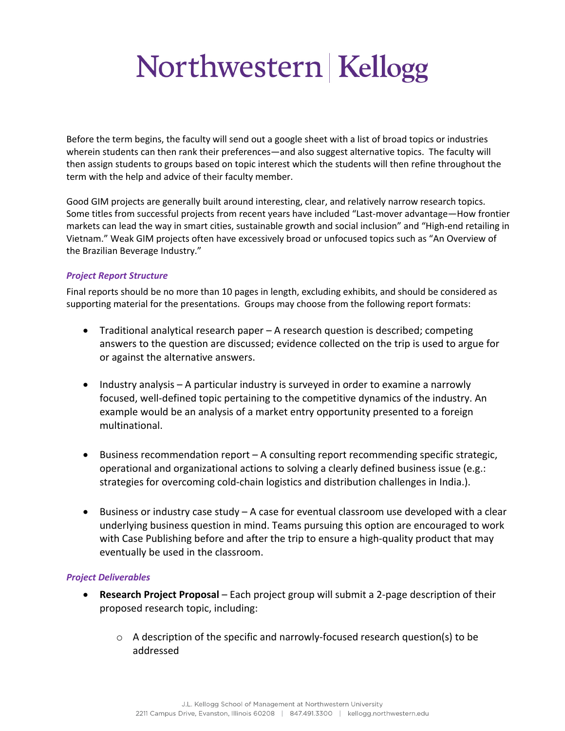Before the term begins, the faculty will send out a google sheet with a list of broad topics or industries wherein students can then rank their preferences—and also suggest alternative topics. The faculty will then assign students to groups based on topic interest which the students will then refine throughout the term with the help and advice of their faculty member.

Good GIM projects are generally built around interesting, clear, and relatively narrow research topics. Some titles from successful projects from recent years have included "Last-mover advantage—How frontier markets can lead the way in smart cities, sustainable growth and social inclusion" and "High-end retailing in Vietnam." Weak GIM projects often have excessively broad or unfocused topics such as "An Overview of the Brazilian Beverage Industry."

### *Project Report Structure*

Final reports should be no more than 10 pages in length, excluding exhibits, and should be considered as supporting material for the presentations. Groups may choose from the following report formats:

- Traditional analytical research paper – A research question is described; competing answers to the question are discussed; evidence collected on the trip is used to argue for or against the alternative answers.
- Industry analysis – A particular industry is surveyed in order to examine a narrowly focused, well-defined topic pertaining to the competitive dynamics of the industry. An example would be an analysis of a market entry opportunity presented to a foreign multinational.
- Business recommendation report – A consulting report recommending specific strategic, operational and organizational actions to solving a clearly defined business issue (e.g.: strategies for overcoming cold-chain logistics and distribution challenges in India.).
- Business or industry case study – A case for eventual classroom use developed with a clear underlying business question in mind. Teams pursuing this option are encouraged to work with Case Publishing before and after the trip to ensure a high-quality product that may eventually be used in the classroom.

### *Project Deliverables*

- **Research Project Proposal** – Each project group will submit a 2-page description of their proposed research topic, including:
  - A description of the specific and narrowly-focused research question(s) to be addressed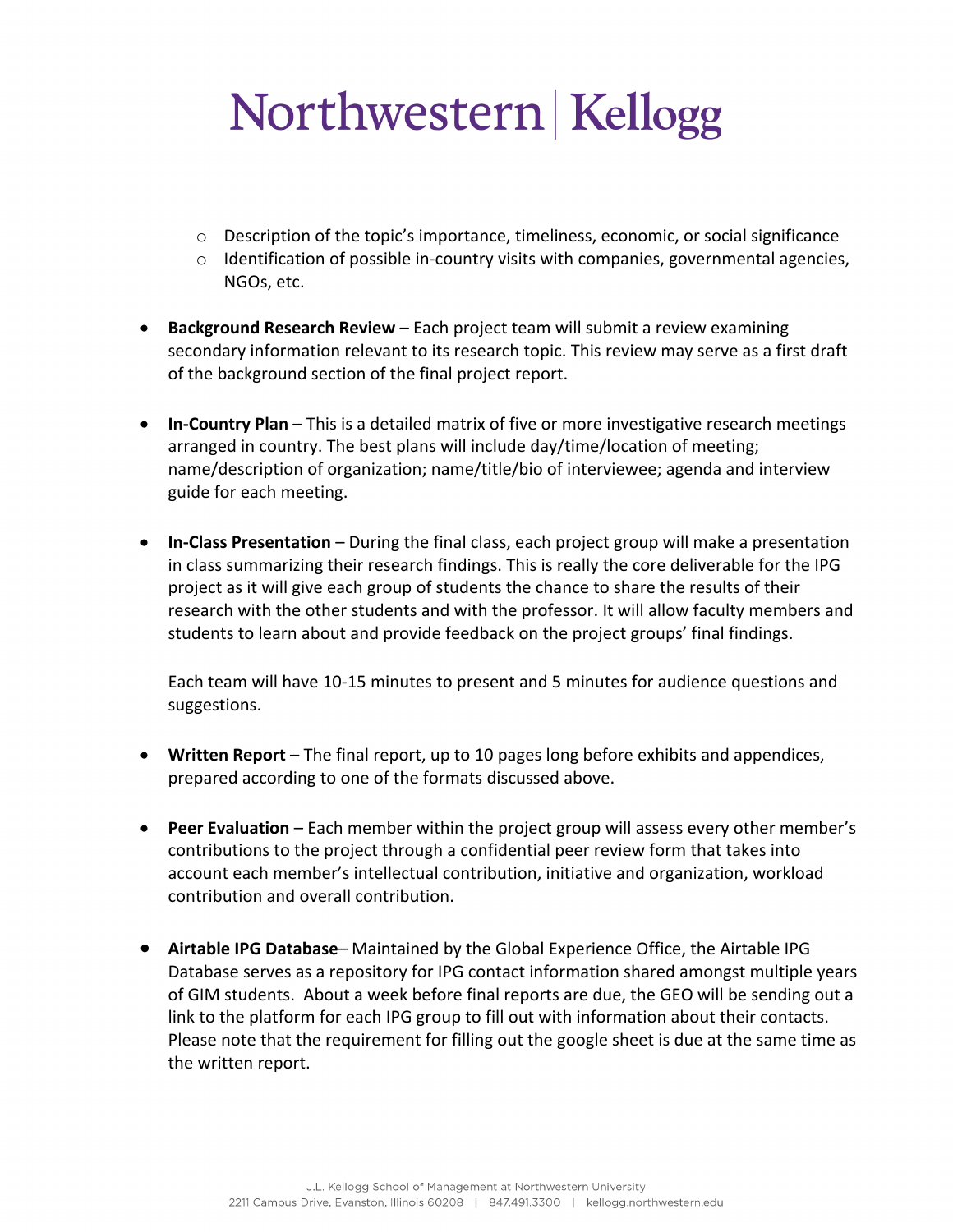- Description of the topic's importance, timeliness, economic, or social significance
  - Identification of possible in-country visits with companies, governmental agencies, NGOs, etc.

- **Background Research Review** – Each project team will submit a review examining secondary information relevant to its research topic. This review may serve as a first draft of the background section of the final project report.

- **In-Country Plan** – This is a detailed matrix of five or more investigative research meetings arranged in country. The best plans will include day/time/location of meeting; name/description of organization; name/title/bio of interviewee; agenda and interview guide for each meeting.

- **In-Class Presentation** – During the final class, each project group will make a presentation in class summarizing their research findings. This is really the core deliverable for the IPG project as it will give each group of students the chance to share the results of their research with the other students and with the professor. It will allow faculty members and students to learn about and provide feedback on the project groups' final findings.

  Each team will have 10-15 minutes to present and 5 minutes for audience questions and suggestions.

- **Written Report** – The final report, up to 10 pages long before exhibits and appendices, prepared according to one of the formats discussed above.

- **Peer Evaluation** – Each member within the project group will assess every other member's contributions to the project through a confidential peer review form that takes into account each member's intellectual contribution, initiative and organization, workload contribution and overall contribution.

- **Airtable IPG Database**– Maintained by the Global Experience Office, the Airtable IPG Database serves as a repository for IPG contact information shared amongst multiple years of GIM students. About a week before final reports are due, the GEO will be sending out a link to the platform for each IPG group to fill out with information about their contacts. Please note that the requirement for filling out the google sheet is due at the same time as the written report.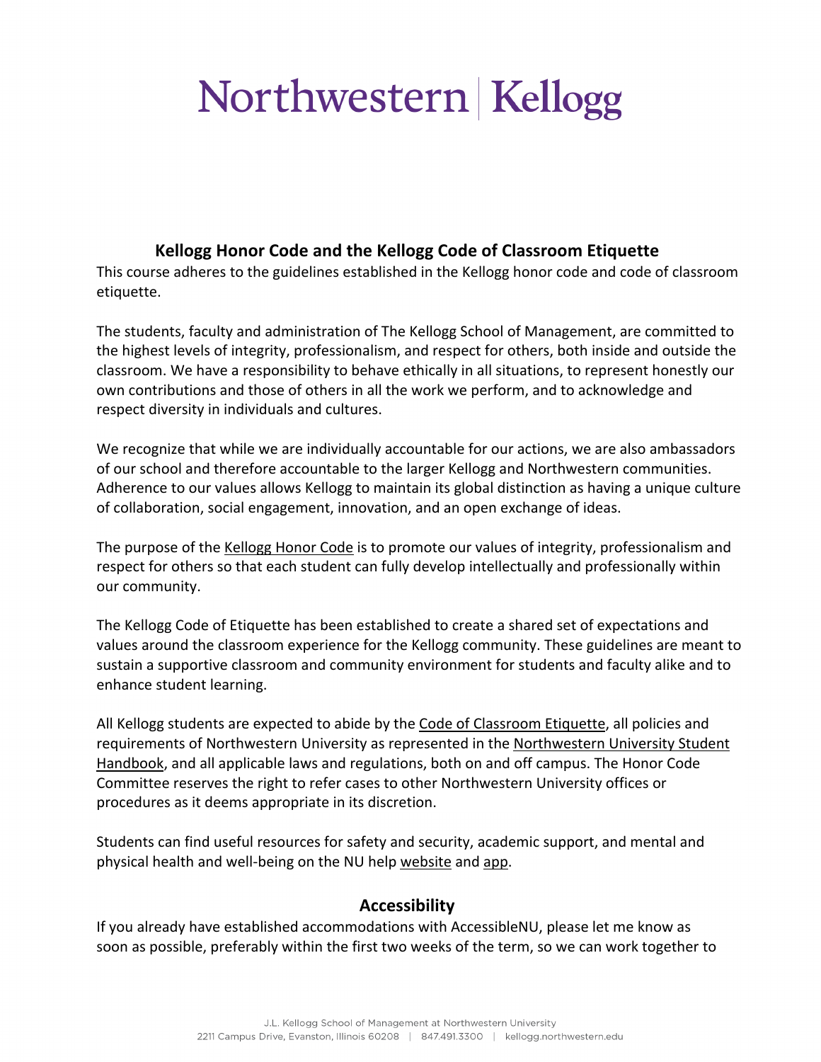## Kellogg Honor Code and the Kellogg Code of Classroom Etiquette

This course adheres to the guidelines established in the Kellogg honor code and code of classroom etiquette.

The students, faculty and administration of The Kellogg School of Management, are committed to the highest levels of integrity, professionalism, and respect for others, both inside and outside the classroom. We have a responsibility to behave ethically in all situations, to represent honestly our own contributions and those of others in all the work we perform, and to acknowledge and respect diversity in individuals and cultures.

We recognize that while we are individually accountable for our actions, we are also ambassadors of our school and therefore accountable to the larger Kellogg and Northwestern communities. Adherence to our values allows Kellogg to maintain its global distinction as having a unique culture of collaboration, social engagement, innovation, and an open exchange of ideas.

The purpose of the Kellogg Honor Code is to promote our values of integrity, professionalism and respect for others so that each student can fully develop intellectually and professionally within our community.

The Kellogg Code of Etiquette has been established to create a shared set of expectations and values around the classroom experience for the Kellogg community. These guidelines are meant to sustain a supportive classroom and community environment for students and faculty alike and to enhance student learning.

All Kellogg students are expected to abide by the Code of Classroom Etiquette, all policies and requirements of Northwestern University as represented in the Northwestern University Student Handbook, and all applicable laws and regulations, both on and off campus. The Honor Code Committee reserves the right to refer cases to other Northwestern University offices or procedures as it deems appropriate in its discretion.

Students can find useful resources for safety and security, academic support, and mental and physical health and well-being on the NU help website and app.

## Accessibility

If you already have established accommodations with AccessibleNU, please let me know as soon as possible, preferably within the first two weeks of the term, so we can work together to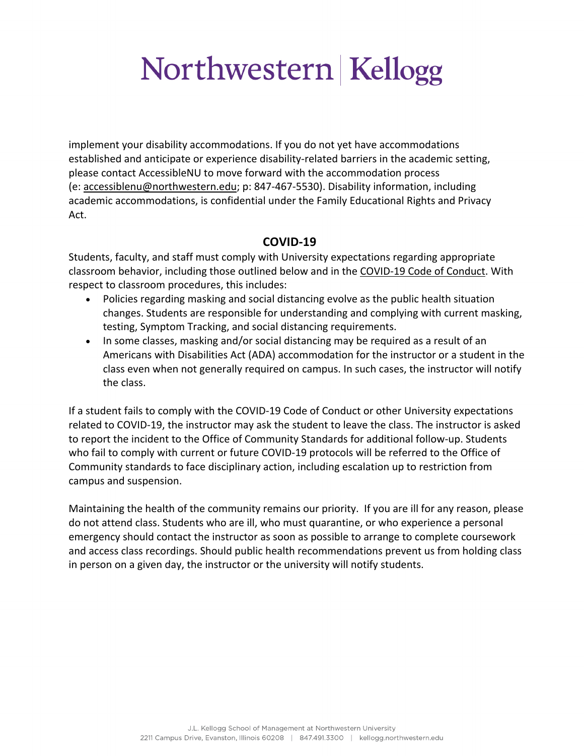implement your disability accommodations. If you do not yet have accommodations established and anticipate or experience disability-related barriers in the academic setting, please contact AccessibleNU to move forward with the accommodation process (e: accessiblenu@northwestern.edu; p: 847-467-5530). Disability information, including academic accommodations, is confidential under the Family Educational Rights and Privacy Act.

## COVID-19

Students, faculty, and staff must comply with University expectations regarding appropriate classroom behavior, including those outlined below and in the COVID-19 Code of Conduct. With respect to classroom procedures, this includes:

- Policies regarding masking and social distancing evolve as the public health situation changes. Students are responsible for understanding and complying with current masking, testing, Symptom Tracking, and social distancing requirements.
- In some classes, masking and/or social distancing may be required as a result of an Americans with Disabilities Act (ADA) accommodation for the instructor or a student in the class even when not generally required on campus. In such cases, the instructor will notify the class.

If a student fails to comply with the COVID-19 Code of Conduct or other University expectations related to COVID-19, the instructor may ask the student to leave the class. The instructor is asked to report the incident to the Office of Community Standards for additional follow-up. Students who fail to comply with current or future COVID-19 protocols will be referred to the Office of Community standards to face disciplinary action, including escalation up to restriction from campus and suspension.

Maintaining the health of the community remains our priority. If you are ill for any reason, please do not attend class. Students who are ill, who must quarantine, or who experience a personal emergency should contact the instructor as soon as possible to arrange to complete coursework and access class recordings. Should public health recommendations prevent us from holding class in person on a given day, the instructor or the university will notify students.